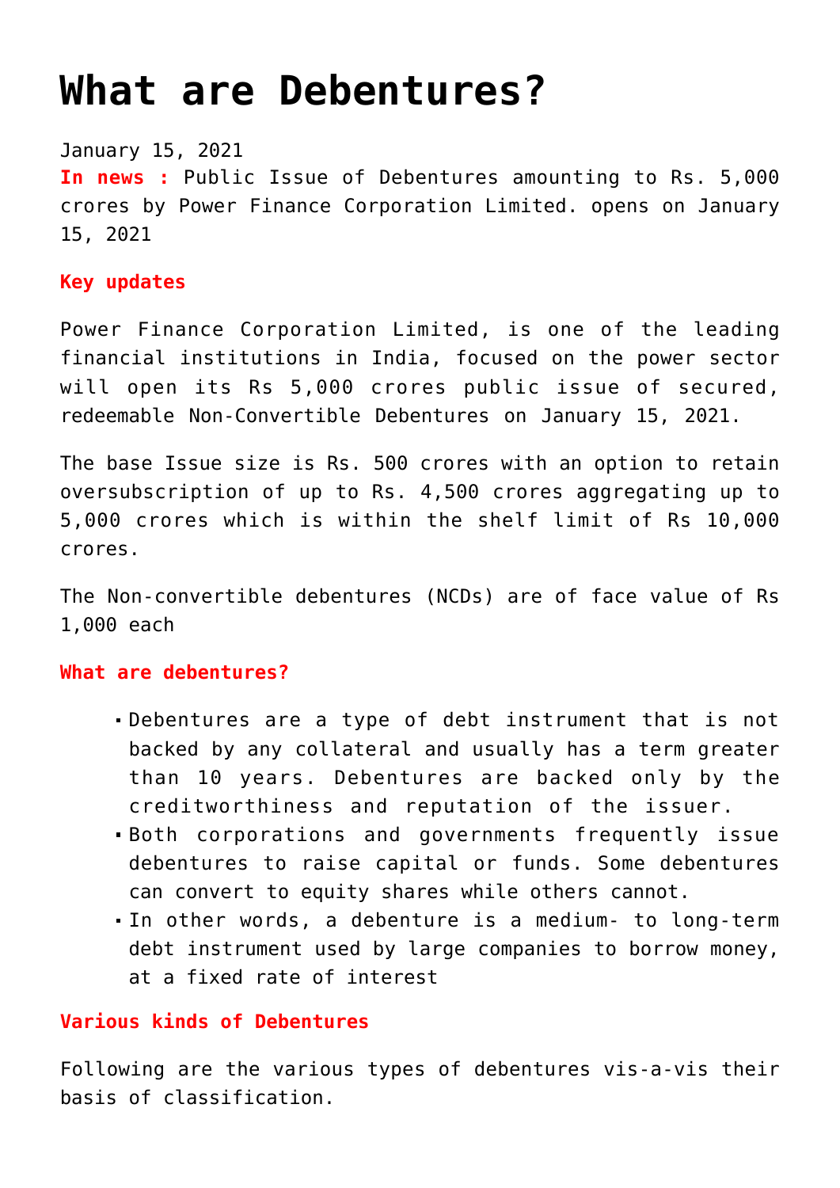# What are Debentures?

January 15, 2021

**In news :** Public Issue of Debentures amounting to Rs. 5,000 crores by Power Finance Corporation Limited. opens on January 15, 2021

**Key updates**

Power Finance Corporation Limited, is one of the leading financial institutions in India, focused on the power sector will open its Rs 5,000 crores public issue of secured, redeemable Non-Convertible Debentures on January 15, 2021.

The base Issue size is Rs. 500 crores with an option to retain oversubscription of up to Rs. 4,500 crores aggregating up to 5,000 crores which is within the shelf limit of Rs 10,000 crores.

The Non-convertible debentures (NCDs) are of face value of Rs 1,000 each

**What are debentures?**

- Debentures are a type of debt instrument that is not backed by any collateral and usually has a term greater than 10 years. Debentures are backed only by the creditworthiness and reputation of the issuer.
- Both corporations and governments frequently issue debentures to raise capital or funds. Some debentures can convert to equity shares while others cannot.
- In other words, a debenture is a medium- to long-term debt instrument used by large companies to borrow money, at a fixed rate of interest

**Various kinds of Debentures**

Following are the various types of debentures vis-a-vis their basis of classification.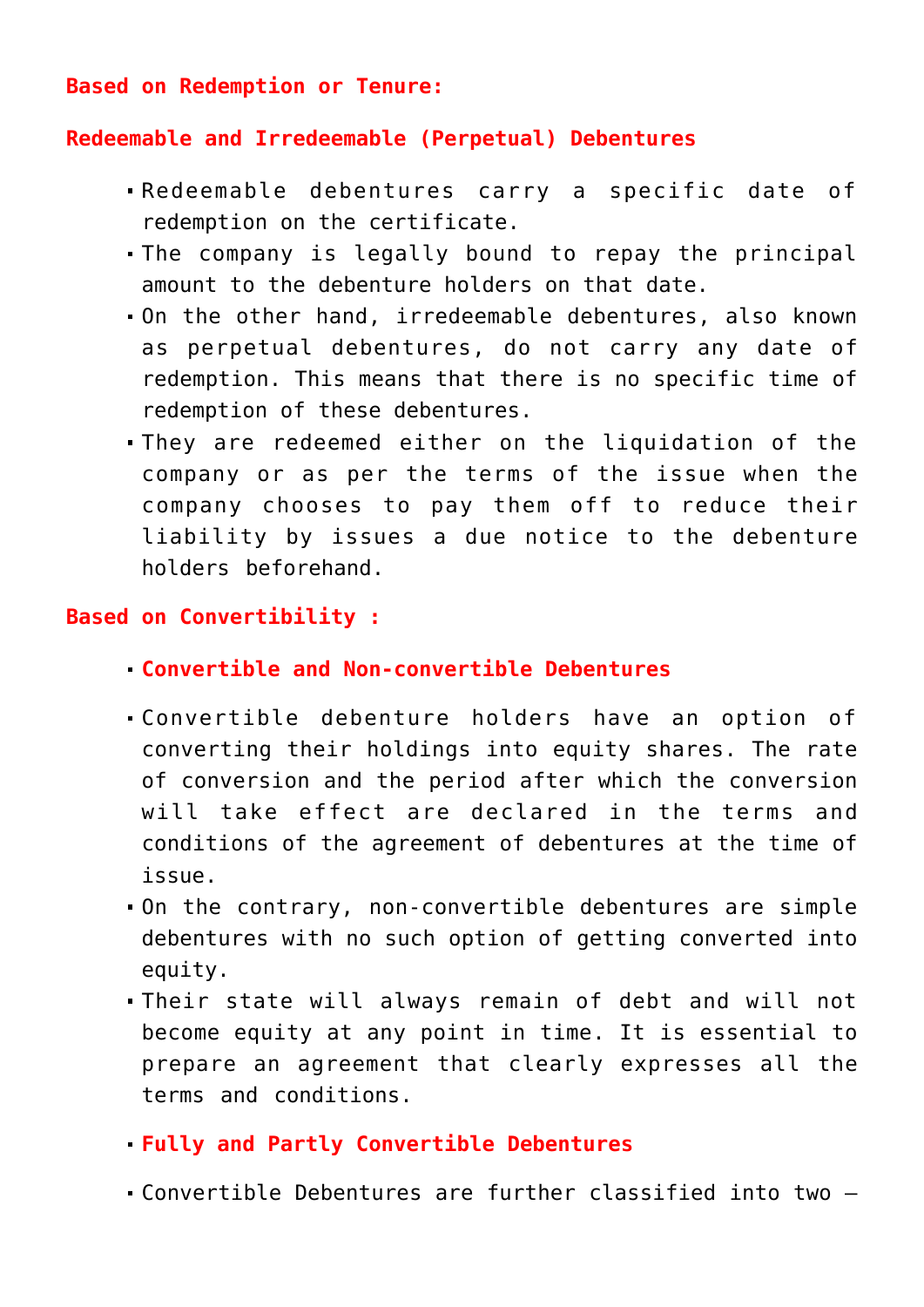**Based on Redemption or Tenure:**

**Redeemable and Irredeemable (Perpetual) Debentures**

- Redeemable debentures carry a specific date of redemption on the certificate.
- The company is legally bound to repay the principal amount to the debenture holders on that date.
- On the other hand, irredeemable debentures, also known as perpetual debentures, do not carry any date of redemption. This means that there is no specific time of redemption of these debentures.
- They are redeemed either on the liquidation of the company or as per the terms of the issue when the company chooses to pay them off to reduce their liability by issues a due notice to the debenture holders beforehand.

**Based on Convertibility :**

- **Convertible and Non-convertible Debentures**

- Convertible debenture holders have an option of converting their holdings into equity shares. The rate of conversion and the period after which the conversion will take effect are declared in the terms and conditions of the agreement of debentures at the time of issue.
- On the contrary, non-convertible debentures are simple debentures with no such option of getting converted into equity.
- Their state will always remain of debt and will not become equity at any point in time. It is essential to prepare an agreement that clearly expresses all the terms and conditions.

- **Fully and Partly Convertible Debentures**

- Convertible Debentures are further classified into two –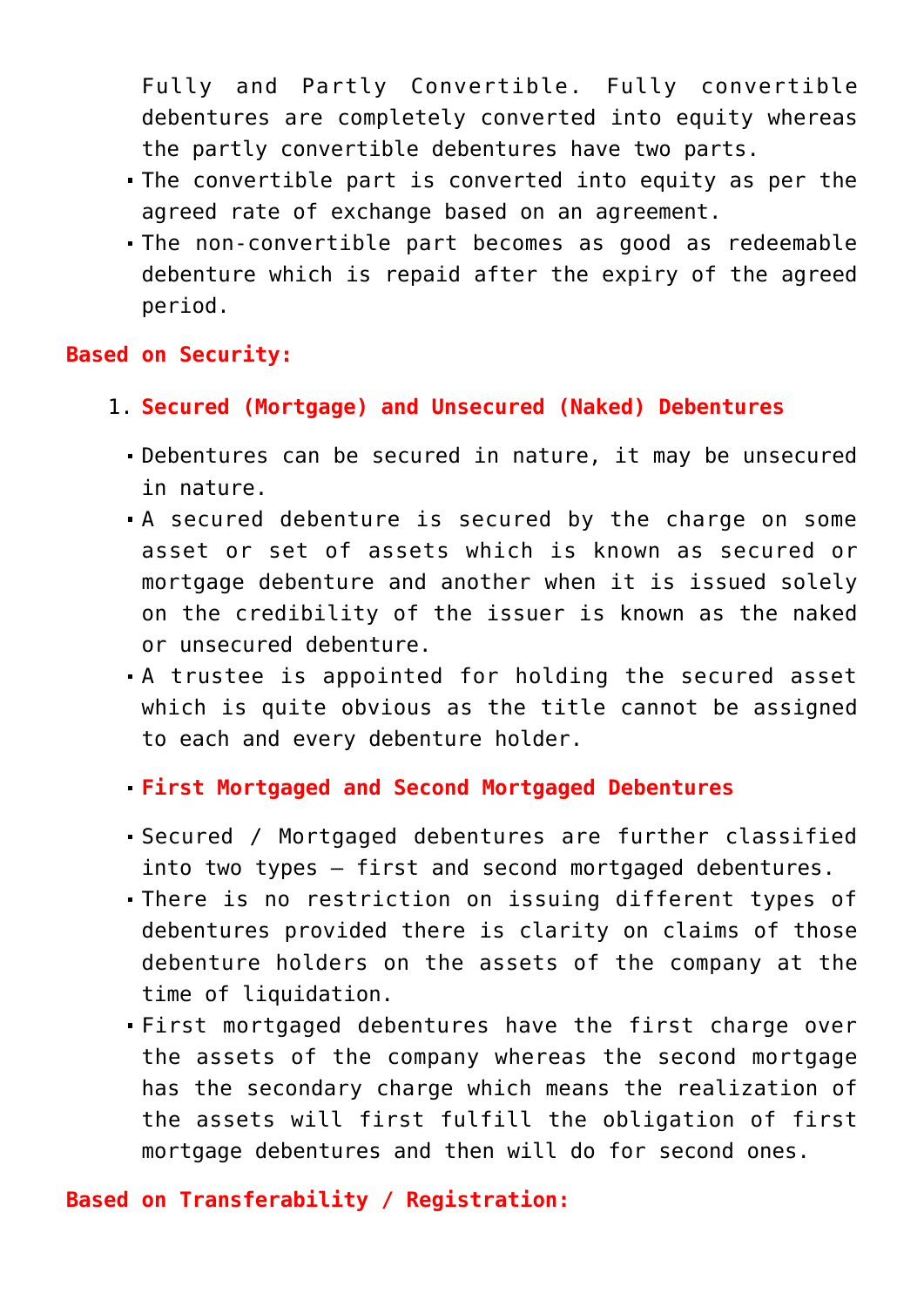Fully and Partly Convertible. Fully convertible debentures are completely converted into equity whereas the partly convertible debentures have two parts.

- The convertible part is converted into equity as per the agreed rate of exchange based on an agreement.
- The non-convertible part becomes as good as redeemable debenture which is repaid after the expiry of the agreed period.

**Based on Security:**

1. **Secured (Mortgage) and Unsecured (Naked) Debentures**

   - Debentures can be secured in nature, it may be unsecured in nature.
   - A secured debenture is secured by the charge on some asset or set of assets which is known as secured or mortgage debenture and another when it is issued solely on the credibility of the issuer is known as the naked or unsecured debenture.
   - A trustee is appointed for holding the secured asset which is quite obvious as the title cannot be assigned to each and every debenture holder.

   - **First Mortgaged and Second Mortgaged Debentures**

   - Secured / Mortgaged debentures are further classified into two types – first and second mortgaged debentures.
   - There is no restriction on issuing different types of debentures provided there is clarity on claims of those debenture holders on the assets of the company at the time of liquidation.
   - First mortgaged debentures have the first charge over the assets of the company whereas the second mortgage has the secondary charge which means the realization of the assets will first fulfill the obligation of first mortgage debentures and then will do for second ones.

**Based on Transferability / Registration:**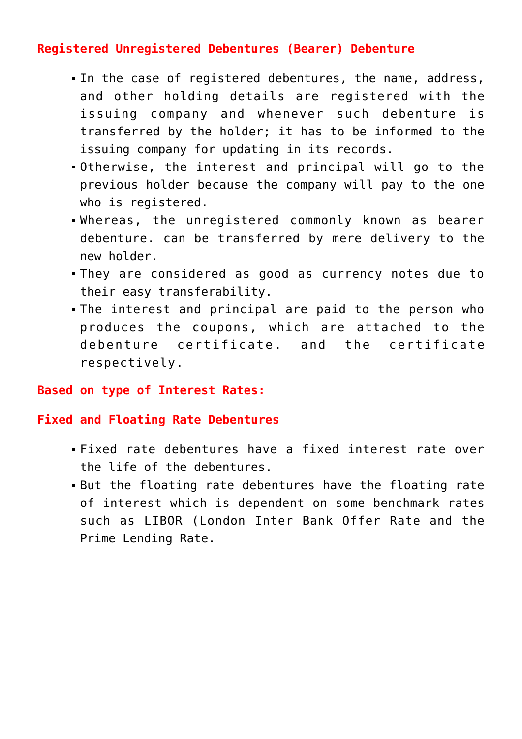**Registered Unregistered Debentures (Bearer) Debenture**

- In the case of registered debentures, the name, address, and other holding details are registered with the issuing company and whenever such debenture is transferred by the holder; it has to be informed to the issuing company for updating in its records.
- Otherwise, the interest and principal will go to the previous holder because the company will pay to the one who is registered.
- Whereas, the unregistered commonly known as bearer debenture. can be transferred by mere delivery to the new holder.
- They are considered as good as currency notes due to their easy transferability.
- The interest and principal are paid to the person who produces the coupons, which are attached to the debenture certificate. and the certificate respectively.

**Based on type of Interest Rates:**

**Fixed and Floating Rate Debentures**

- Fixed rate debentures have a fixed interest rate over the life of the debentures.
- But the floating rate debentures have the floating rate of interest which is dependent on some benchmark rates such as LIBOR (London Inter Bank Offer Rate and the Prime Lending Rate.